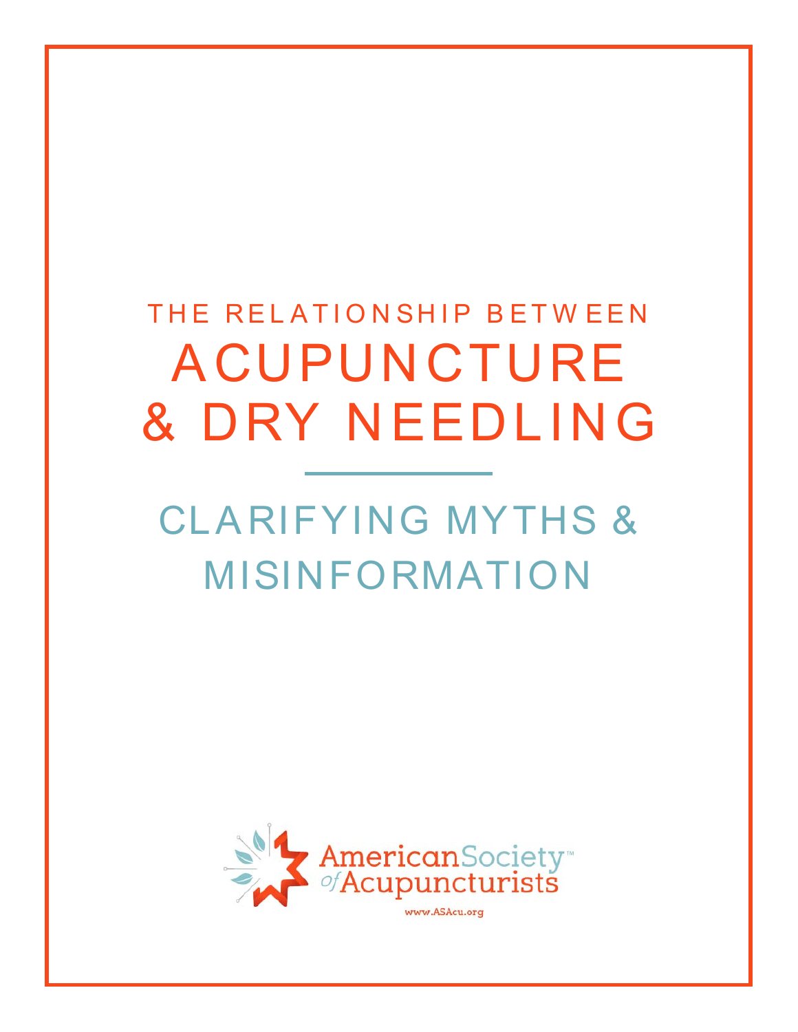THE RELATIONSHIP BETWEEN

# ACUPUNCTURE & DRY NEEDLING

## CLARIFYING MYTHS & MISINFORMATION

American Society of Acupuncturists™

www.ASAcu.org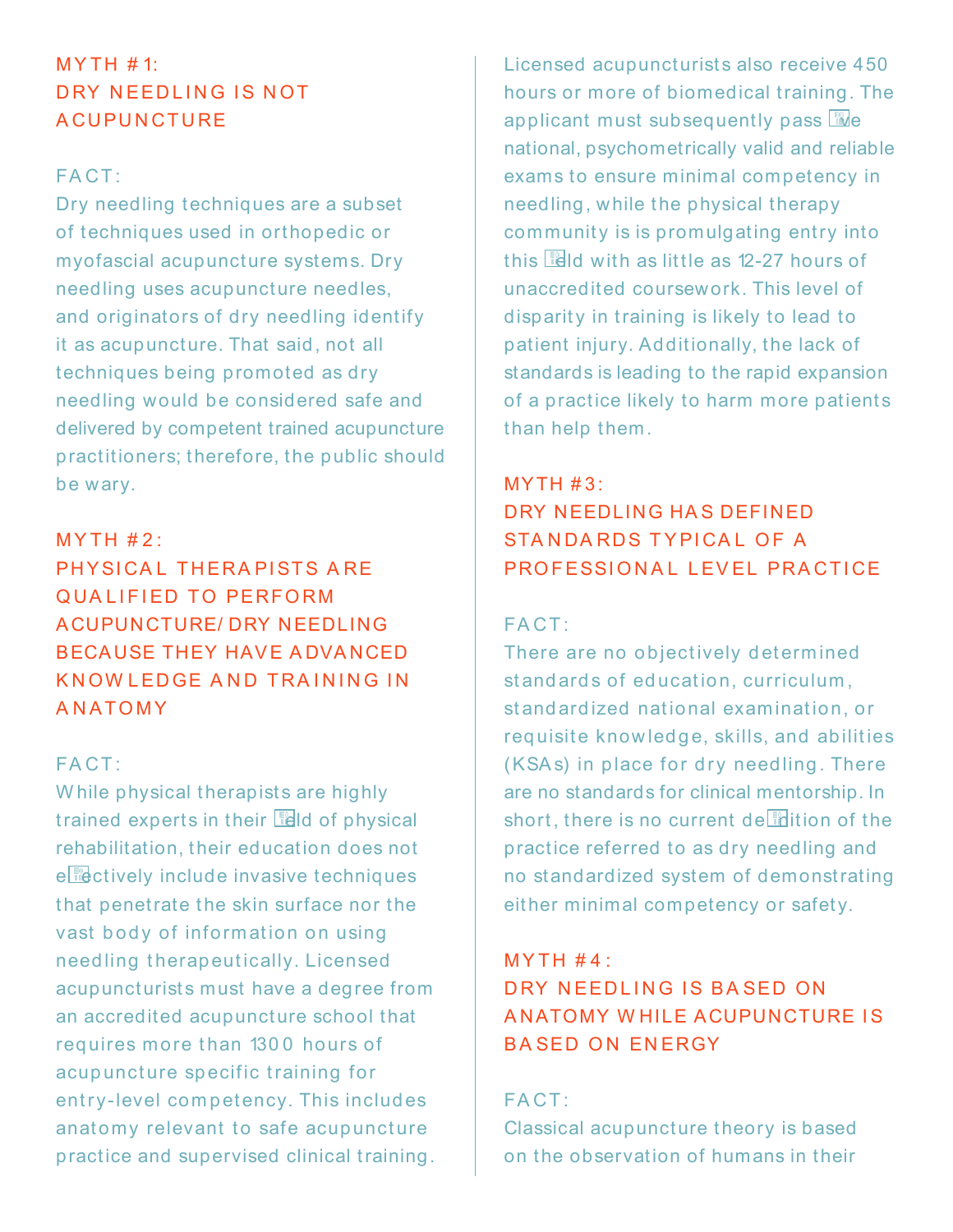## MYTH #1: DRY NEEDLING IS NOT ACUPUNCTURE

FACT:
Dry needling techniques are a subset of techniques used in orthopedic or myofascial acupuncture systems. Dry needling uses acupuncture needles, and originators of dry needling identify it as acupuncture. That said, not all techniques being promoted as dry needling would be considered safe and delivered by competent trained acupuncture practitioners; therefore, the public should be wary.

## MYTH #2: PHYSICAL THERAPISTS ARE QUALIFIED TO PERFORM ACUPUNCTURE/ DRY NEEDLING BECAUSE THEY HAVE ADVANCED KNOWLEDGE AND TRAINING IN ANATOMY

FACT:
While physical therapists are highly trained experts in their field of physical rehabilitation, their education does not effectively include invasive techniques that penetrate the skin surface nor the vast body of information on using needling therapeutically. Licensed acupuncturists must have a degree from an accredited acupuncture school that requires more than 1300 hours of acupuncture specific training for entry-level competency. This includes anatomy relevant to safe acupuncture practice and supervised clinical training. Licensed acupuncturists also receive 450 hours or more of biomedical training. The applicant must subsequently pass five national, psychometrically valid and reliable exams to ensure minimal competency in needling, while the physical therapy community is is promulgating entry into this field with as little as 12-27 hours of unaccredited coursework. This level of disparity in training is likely to lead to patient injury. Additionally, the lack of standards is leading to the rapid expansion of a practice likely to harm more patients than help them.

## MYTH #3: DRY NEEDLING HAS DEFINED STANDARDS TYPICAL OF A PROFESSIONAL LEVEL PRACTICE

FACT:
There are no objectively determined standards of education, curriculum, standardized national examination, or requisite knowledge, skills, and abilities (KSAs) in place for dry needling. There are no standards for clinical mentorship. In short, there is no current definition of the practice referred to as dry needling and no standardized system of demonstrating either minimal competency or safety.

## MYTH #4: DRY NEEDLING IS BASED ON ANATOMY WHILE ACUPUNCTURE IS BASED ON ENERGY

FACT:
Classical acupuncture theory is based on the observation of humans in their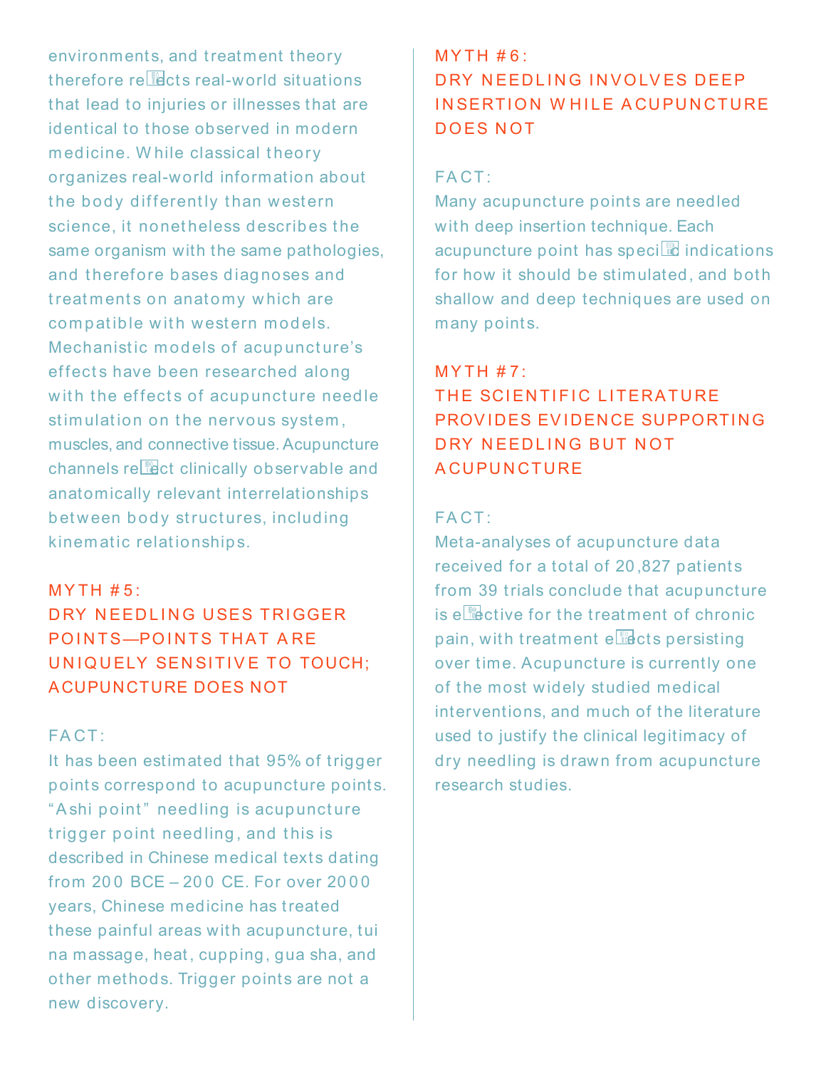environments, and treatment theory therefore reflects real-world situations that lead to injuries or illnesses that are identical to those observed in modern medicine. While classical theory organizes real-world information about the body differently than western science, it nonetheless describes the same organism with the same pathologies, and therefore bases diagnoses and treatments on anatomy which are compatible with western models. Mechanistic models of acupuncture's effects have been researched along with the effects of acupuncture needle stimulation on the nervous system, muscles, and connective tissue. Acupuncture channels reflect clinically observable and anatomically relevant interrelationships between body structures, including kinematic relationships.

## MYTH #5:
## DRY NEEDLING USES TRIGGER POINTS—POINTS THAT ARE UNIQUELY SENSITIVE TO TOUCH; ACUPUNCTURE DOES NOT

FACT:

It has been estimated that 95% of trigger points correspond to acupuncture points. "Ashi point" needling is acupuncture trigger point needling, and this is described in Chinese medical texts dating from 200 BCE – 200 CE. For over 2000 years, Chinese medicine has treated these painful areas with acupuncture, tui na massage, heat, cupping, gua sha, and other methods. Trigger points are not a new discovery.

## MYTH #6:
## DRY NEEDLING INVOLVES DEEP INSERTION WHILE ACUPUNCTURE DOES NOT

FACT:

Many acupuncture points are needled with deep insertion technique. Each acupuncture point has specific indications for how it should be stimulated, and both shallow and deep techniques are used on many points.

## MYTH #7:
## THE SCIENTIFIC LITERATURE PROVIDES EVIDENCE SUPPORTING DRY NEEDLING BUT NOT ACUPUNCTURE

FACT:

Meta-analyses of acupuncture data received for a total of 20,827 patients from 39 trials conclude that acupuncture is effective for the treatment of chronic pain, with treatment effects persisting over time. Acupuncture is currently one of the most widely studied medical interventions, and much of the literature used to justify the clinical legitimacy of dry needling is drawn from acupuncture research studies.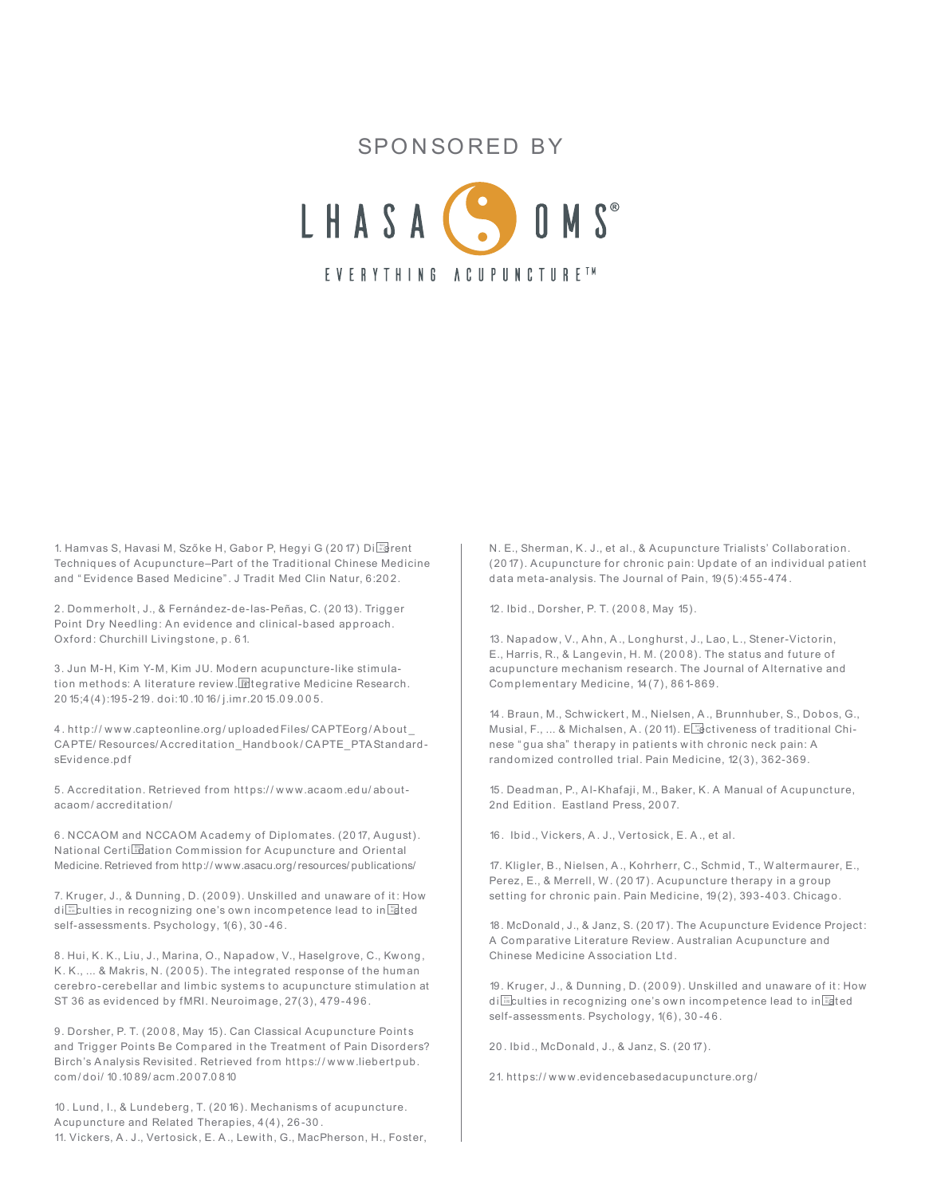SPONSORED BY

LHASA OMS®

EVERYTHING ACUPUNCTURE™

1. Hamvas S, Havasi M, Szőke H, Gabor P, Hegyi G (2017) Different Techniques of Acupuncture–Part of the Traditional Chinese Medicine and "Evidence Based Medicine". J Tradit Med Clin Natur, 6:202.

2. Dommerholt, J., & Fernández-de-las-Peñas, C. (2013). Trigger Point Dry Needling: An evidence and clinical-based approach. Oxford: Churchill Livingstone, p. 61.

3. Jun M-H, Kim Y-M, Kim JU. Modern acupuncture-like stimulation methods: A literature review. Integrative Medicine Research. 2015;4(4):195-219. doi:10.1016/j.imr.2015.09.005.

4. http://www.capteonline.org/uploadedFiles/CAPTEorg/About_CAPTE/Resources/Accreditation_Handbook/CAPTE_PTAStandardsEvidence.pdf

5. Accreditation. Retrieved from https://www.acaom.edu/about-acaom/accreditation/

6. NCCAOM and NCCAOM Academy of Diplomates. (2017, August). National Certification Commission for Acupuncture and Oriental Medicine. Retrieved from http://www.asacu.org/resources/publications/

7. Kruger, J., & Dunning, D. (2009). Unskilled and unaware of it: How difficulties in recognizing one's own incompetence lead to inflated self-assessments. Psychology, 1(6), 30-46.

8. Hui, K. K., Liu, J., Marina, O., Napadow, V., Haselgrove, C., Kwong, K. K., ... & Makris, N. (2005). The integrated response of the human cerebro-cerebellar and limbic systems to acupuncture stimulation at ST 36 as evidenced by fMRI. Neuroimage, 27(3), 479-496.

9. Dorsher, P. T. (2008, May 15). Can Classical Acupuncture Points and Trigger Points Be Compared in the Treatment of Pain Disorders? Birch's Analysis Revisited. Retrieved from https://www.liebertpub.com/doi/10.1089/acm.2007.0810

10. Lund, I., & Lundeberg, T. (2016). Mechanisms of acupuncture. Acupuncture and Related Therapies, 4(4), 26-30.

11. Vickers, A. J., Vertosick, E. A., Lewith, G., MacPherson, H., Foster, N. E., Sherman, K. J., et al., & Acupuncture Trialists' Collaboration. (2017). Acupuncture for chronic pain: Update of an individual patient data meta-analysis. The Journal of Pain, 19(5):455-474.

12. Ibid., Dorsher, P. T. (2008, May 15).

13. Napadow, V., Ahn, A., Longhurst, J., Lao, L., Stener-Victorin, E., Harris, R., & Langevin, H. M. (2008). The status and future of acupuncture mechanism research. The Journal of Alternative and Complementary Medicine, 14(7), 861-869.

14. Braun, M., Schwickert, M., Nielsen, A., Brunnhuber, S., Dobos, G., Musial, F., ... & Michalsen, A. (2011). Effectiveness of traditional Chinese "gua sha" therapy in patients with chronic neck pain: A randomized controlled trial. Pain Medicine, 12(3), 362-369.

15. Deadman, P., Al-Khafaji, M., Baker, K. A Manual of Acupuncture, 2nd Edition. Eastland Press, 2007.

16. Ibid., Vickers, A. J., Vertosick, E. A., et al.

17. Kligler, B., Nielsen, A., Kohrherr, C., Schmid, T., Waltermaurer, E., Perez, E., & Merrell, W. (2017). Acupuncture therapy in a group setting for chronic pain. Pain Medicine, 19(2), 393-403. Chicago.

18. McDonald, J., & Janz, S. (2017). The Acupuncture Evidence Project: A Comparative Literature Review. Australian Acupuncture and Chinese Medicine Association Ltd.

19. Kruger, J., & Dunning, D. (2009). Unskilled and unaware of it: How difficulties in recognizing one's own incompetence lead to inflated self-assessments. Psychology, 1(6), 30-46.

20. Ibid., McDonald, J., & Janz, S. (2017).

21. https://www.evidencebasedacupuncture.org/